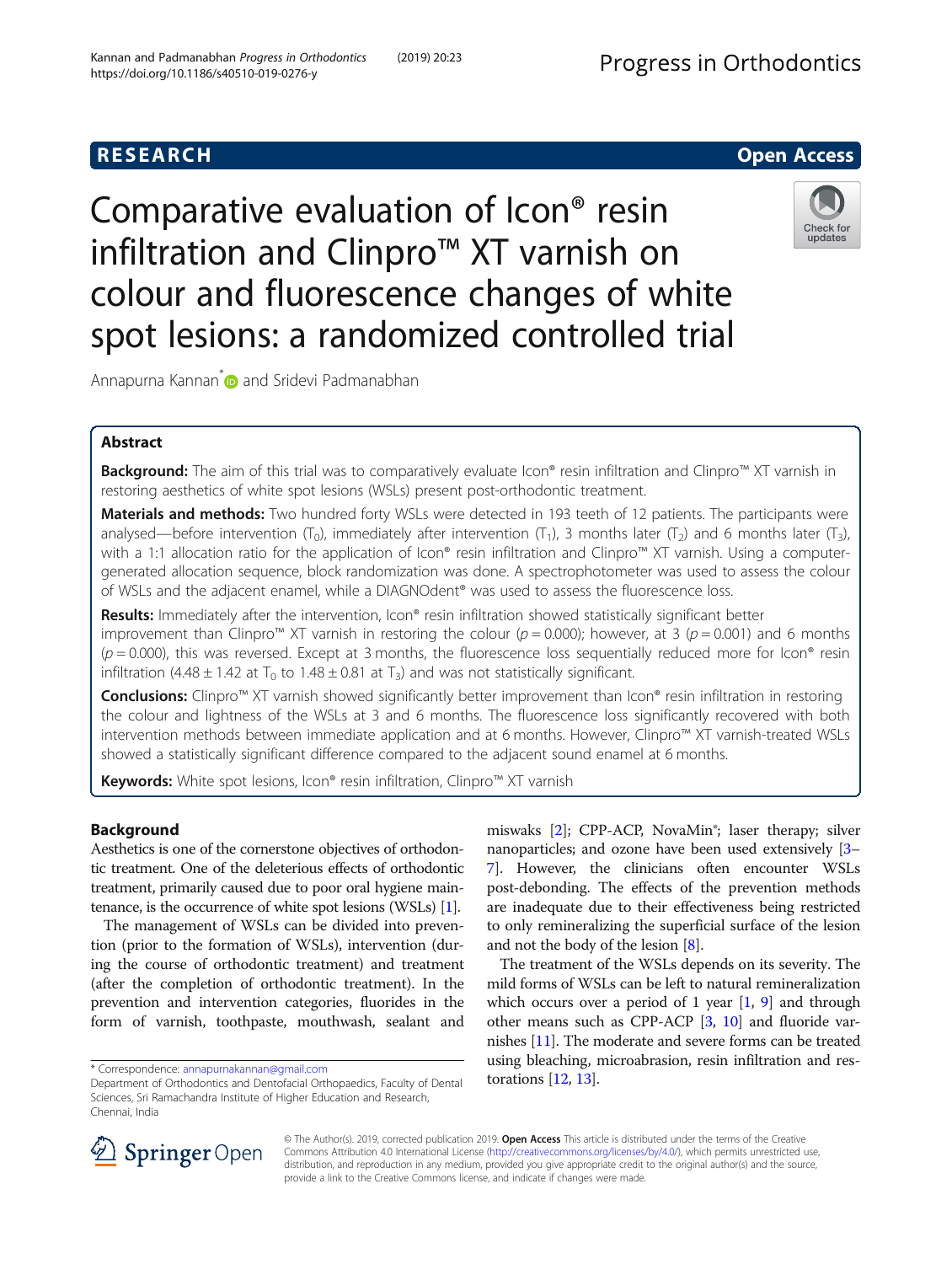## RESEARCH

## Open Access

# Comparative evaluation of Icon® resin infiltration and Clinpro™ XT varnish on colour and fluorescence changes of white spot lesions: a randomized controlled trial

Annapurna Kannan* and Sridevi Padmanabhan

## Abstract

**Background:** The aim of this trial was to comparatively evaluate Icon® resin infiltration and Clinpro™ XT varnish in restoring aesthetics of white spot lesions (WSLs) present post-orthodontic treatment.

**Materials and methods:** Two hundred forty WSLs were detected in 193 teeth of 12 patients. The participants were analysed—before intervention ($T_0$), immediately after intervention ($T_1$), 3 months later ($T_2$) and 6 months later ($T_3$), with a 1:1 allocation ratio for the application of Icon® resin infiltration and Clinpro™ XT varnish. Using a computer-generated allocation sequence, block randomization was done. A spectrophotometer was used to assess the colour of WSLs and the adjacent enamel, while a DIAGNOdent® was used to assess the fluorescence loss.

**Results:** Immediately after the intervention, Icon® resin infiltration showed statistically significant better improvement than Clinpro™ XT varnish in restoring the colour ($p = 0.000$); however, at 3 ($p = 0.001$) and 6 months ($p = 0.000$), this was reversed. Except at 3 months, the fluorescence loss sequentially reduced more for Icon® resin infiltration ($4.48 \pm 1.42$ at $T_0$ to $1.48 \pm 0.81$ at $T_3$) and was not statistically significant.

**Conclusions:** Clinpro™ XT varnish showed significantly better improvement than Icon® resin infiltration in restoring the colour and lightness of the WSLs at 3 and 6 months. The fluorescence loss significantly recovered with both intervention methods between immediate application and at 6 months. However, Clinpro™ XT varnish-treated WSLs showed a statistically significant difference compared to the adjacent sound enamel at 6 months.

**Keywords:** White spot lesions, Icon® resin infiltration, Clinpro™ XT varnish

## Background

Aesthetics is one of the cornerstone objectives of orthodontic treatment. One of the deleterious effects of orthodontic treatment, primarily caused due to poor oral hygiene maintenance, is the occurrence of white spot lesions (WSLs) [1].

The management of WSLs can be divided into prevention (prior to the formation of WSLs), intervention (during the course of orthodontic treatment) and treatment (after the completion of orthodontic treatment). In the prevention and intervention categories, fluorides in the form of varnish, toothpaste, mouthwash, sealant and miswaks [2]; CPP-ACP, NovaMin®; laser therapy; silver nanoparticles; and ozone have been used extensively [3–7]. However, the clinicians often encounter WSLs post-debonding. The effects of the prevention methods are inadequate due to their effectiveness being restricted to only remineralizing the superficial surface of the lesion and not the body of the lesion [8].

The treatment of the WSLs depends on its severity. The mild forms of WSLs can be left to natural remineralization which occurs over a period of 1 year [1, 9] and through other means such as CPP-ACP [3, 10] and fluoride varnishes [11]. The moderate and severe forms can be treated using bleaching, microabrasion, resin infiltration and restorations [12, 13].

---

* Correspondence: annapurnakannan@gmail.com
Department of Orthodontics and Dentofacial Orthopaedics, Faculty of Dental Sciences, Sri Ramachandra Institute of Higher Education and Research, Chennai, India

© The Author(s). 2019, corrected publication 2019. **Open Access** This article is distributed under the terms of the Creative Commons Attribution 4.0 International License (http://creativecommons.org/licenses/by/4.0/), which permits unrestricted use, distribution, and reproduction in any medium, provided you give appropriate credit to the original author(s) and the source, provide a link to the Creative Commons license, and indicate if changes were made.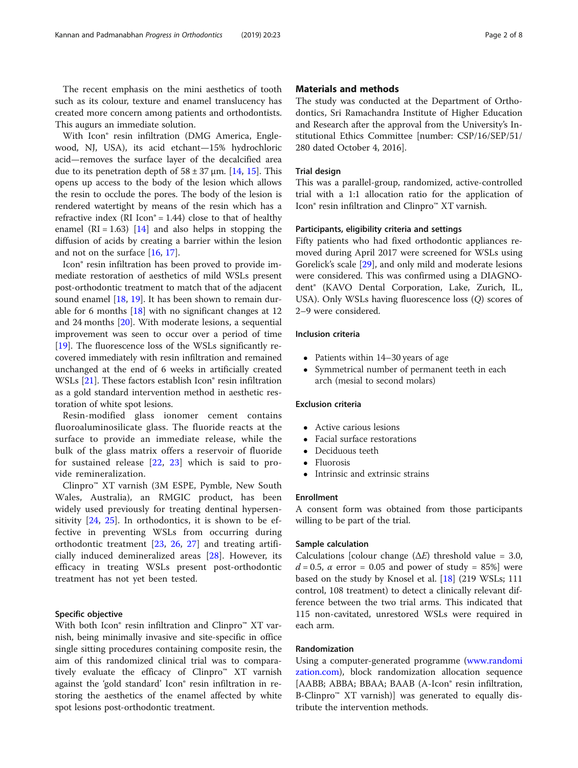The recent emphasis on the mini aesthetics of tooth such as its colour, texture and enamel translucency has created more concern among patients and orthodontists. This augurs an immediate solution.

With Icon® resin infiltration (DMG America, Englewood, NJ, USA), its acid etchant—15% hydrochloric acid—removes the surface layer of the decalcified area due to its penetration depth of 58 ± 37 μm. [14, 15]. This opens up access to the body of the lesion which allows the resin to occlude the pores. The body of the lesion is rendered watertight by means of the resin which has a refractive index (RI Icon® = 1.44) close to that of healthy enamel (RI = 1.63) [14] and also helps in stopping the diffusion of acids by creating a barrier within the lesion and not on the surface [16, 17].

Icon® resin infiltration has been proved to provide immediate restoration of aesthetics of mild WSLs present post-orthodontic treatment to match that of the adjacent sound enamel [18, 19]. It has been shown to remain durable for 6 months [18] with no significant changes at 12 and 24 months [20]. With moderate lesions, a sequential improvement was seen to occur over a period of time [19]. The fluorescence loss of the WSLs significantly recovered immediately with resin infiltration and remained unchanged at the end of 6 weeks in artificially created WSLs [21]. These factors establish Icon® resin infiltration as a gold standard intervention method in aesthetic restoration of white spot lesions.

Resin-modified glass ionomer cement contains fluoroaluminosilicate glass. The fluoride reacts at the surface to provide an immediate release, while the bulk of the glass matrix offers a reservoir of fluoride for sustained release [22, 23] which is said to provide remineralization.

Clinpro™ XT varnish (3M ESPE, Pymble, New South Wales, Australia), an RMGIC product, has been widely used previously for treating dentinal hypersensitivity [24, 25]. In orthodontics, it is shown to be effective in preventing WSLs from occurring during orthodontic treatment [23, 26, 27] and treating artificially induced demineralized areas [28]. However, its efficacy in treating WSLs present post-orthodontic treatment has not yet been tested.

### Specific objective

With both Icon® resin infiltration and Clinpro™ XT varnish, being minimally invasive and site-specific in office single sitting procedures containing composite resin, the aim of this randomized clinical trial was to comparatively evaluate the efficacy of Clinpro™ XT varnish against the 'gold standard' Icon® resin infiltration in restoring the aesthetics of the enamel affected by white spot lesions post-orthodontic treatment.

## Materials and methods

The study was conducted at the Department of Orthodontics, Sri Ramachandra Institute of Higher Education and Research after the approval from the University's Institutional Ethics Committee [number: CSP/16/SEP/51/280 dated October 4, 2016].

### Trial design

This was a parallel-group, randomized, active-controlled trial with a 1:1 allocation ratio for the application of Icon® resin infiltration and Clinpro™ XT varnish.

### Participants, eligibility criteria and settings

Fifty patients who had fixed orthodontic appliances removed during April 2017 were screened for WSLs using Gorelick's scale [29], and only mild and moderate lesions were considered. This was confirmed using a DIAGNOdent® (KAVO Dental Corporation, Lake, Zurich, IL, USA). Only WSLs having fluorescence loss ($Q$) scores of 2–9 were considered.

### Inclusion criteria

- Patients within 14–30 years of age
- Symmetrical number of permanent teeth in each arch (mesial to second molars)

### Exclusion criteria

- Active carious lesions
- Facial surface restorations
- Deciduous teeth
- Fluorosis
- Intrinsic and extrinsic strains

### Enrollment

A consent form was obtained from those participants willing to be part of the trial.

### Sample calculation

Calculations [colour change ($\Delta E$) threshold value = 3.0, $d = 0.5$, $\alpha$ error = 0.05 and power of study = 85%] were based on the study by Knosel et al. [18] (219 WSLs; 111 control, 108 treatment) to detect a clinically relevant difference between the two trial arms. This indicated that 115 non-cavitated, unrestored WSLs were required in each arm.

### Randomization

Using a computer-generated programme (www.randomization.com), block randomization allocation sequence [AABB; ABBA; BBAA; BAAB (A-Icon® resin infiltration, B-Clinpro™ XT varnish)] was generated to equally distribute the intervention methods.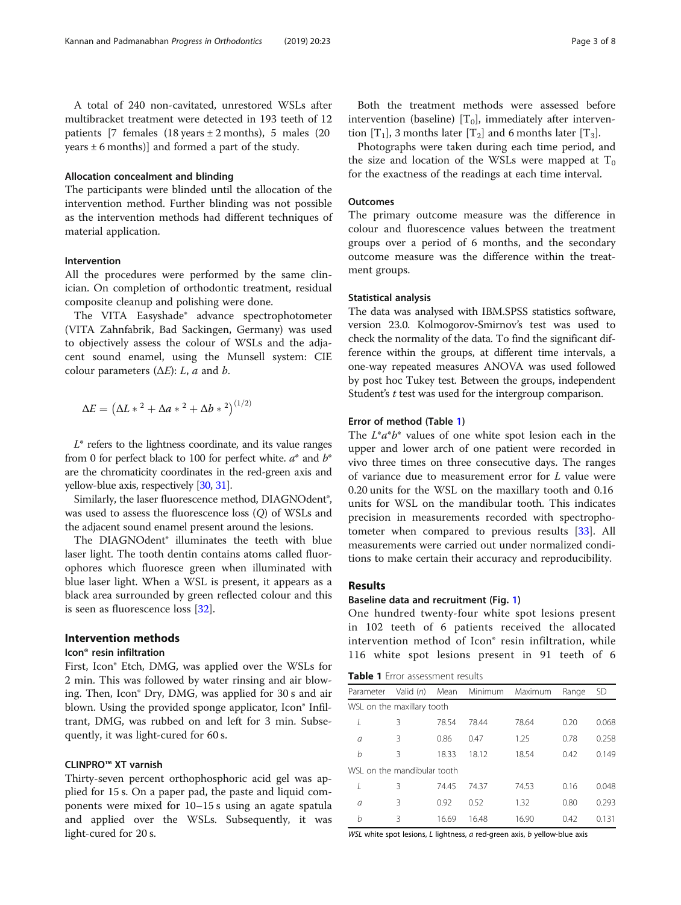A total of 240 non-cavitated, unrestored WSLs after multibracket treatment were detected in 193 teeth of 12 patients [7 females (18 years ± 2 months), 5 males (20 years ± 6 months)] and formed a part of the study.

#### Allocation concealment and blinding

The participants were blinded until the allocation of the intervention method. Further blinding was not possible as the intervention methods had different techniques of material application.

#### Intervention

All the procedures were performed by the same clinician. On completion of orthodontic treatment, residual composite cleanup and polishing were done.

The VITA Easyshade® advance spectrophotometer (VITA Zahnfabrik, Bad Sackingen, Germany) was used to objectively assess the colour of WSLs and the adjacent sound enamel, using the Munsell system: CIE colour parameters (Δ*E*): *L*, *a* and *b*.

$$\Delta E = \left(\Delta L *^2 + \Delta a *^2 + \Delta b *^2\right)^{(1/2)}$$

$L^*$ refers to the lightness coordinate, and its value ranges from 0 for perfect black to 100 for perfect white. $a^*$ and $b^*$ are the chromaticity coordinates in the red-green axis and yellow-blue axis, respectively [30, 31].

Similarly, the laser fluorescence method, DIAGNOdent®, was used to assess the fluorescence loss (*Q*) of WSLs and the adjacent sound enamel present around the lesions.

The DIAGNOdent® illuminates the teeth with blue laser light. The tooth dentin contains atoms called fluorophores which fluoresce green when illuminated with blue laser light. When a WSL is present, it appears as a black area surrounded by green reflected colour and this is seen as fluorescence loss [32].

## Intervention methods

#### Icon® resin infiltration

First, Icon® Etch, DMG, was applied over the WSLs for 2 min. This was followed by water rinsing and air blowing. Then, Icon® Dry, DMG, was applied for 30 s and air blown. Using the provided sponge applicator, Icon® Infiltrant, DMG, was rubbed on and left for 3 min. Subsequently, it was light-cured for 60 s.

#### CLINPRO™ XT varnish

Thirty-seven percent orthophosphoric acid gel was applied for 15 s. On a paper pad, the paste and liquid components were mixed for 10–15 s using an agate spatula and applied over the WSLs. Subsequently, it was light-cured for 20 s.

Both the treatment methods were assessed before intervention (baseline) [$T_0$], immediately after intervention [$T_1$], 3 months later [$T_2$] and 6 months later [$T_3$].

Photographs were taken during each time period, and the size and location of the WSLs were mapped at $T_0$ for the exactness of the readings at each time interval.

#### Outcomes

The primary outcome measure was the difference in colour and fluorescence values between the treatment groups over a period of 6 months, and the secondary outcome measure was the difference within the treatment groups.

#### Statistical analysis

The data was analysed with IBM.SPSS statistics software, version 23.0. Kolmogorov-Smirnov's test was used to check the normality of the data. To find the significant difference within the groups, at different time intervals, a one-way repeated measures ANOVA was used followed by post hoc Tukey test. Between the groups, independent Student's *t* test was used for the intergroup comparison.

#### Error of method (Table 1)

The $L^*a^*b^*$ values of one white spot lesion each in the upper and lower arch of one patient were recorded in vivo three times on three consecutive days. The ranges of variance due to measurement error for *L* value were 0.20 units for the WSL on the maxillary tooth and 0.16 units for WSL on the mandibular tooth. This indicates precision in measurements recorded with spectrophotometer when compared to previous results [33]. All measurements were carried out under normalized conditions to make certain their accuracy and reproducibility.

## Results

#### Baseline data and recruitment (Fig. 1)

One hundred twenty-four white spot lesions present in 102 teeth of 6 patients received the allocated intervention method of Icon® resin infiltration, while 116 white spot lesions present in 91 teeth of 6

**Table 1** Error assessment results

| Parameter | Valid (*n*) | Mean | Minimum | Maximum | Range | SD |
|---|---|---|---|---|---|---|
| WSL on the maxillary tooth | | | | | | |
| *L* | 3 | 78.54 | 78.44 | 78.64 | 0.20 | 0.068 |
| *a* | 3 | 0.86 | 0.47 | 1.25 | 0.78 | 0.258 |
| *b* | 3 | 18.33 | 18.12 | 18.54 | 0.42 | 0.149 |
| WSL on the mandibular tooth | | | | | | |
| *L* | 3 | 74.45 | 74.37 | 74.53 | 0.16 | 0.048 |
| *a* | 3 | 0.92 | 0.52 | 1.32 | 0.80 | 0.293 |
| *b* | 3 | 16.69 | 16.48 | 16.90 | 0.42 | 0.131 |

*WSL* white spot lesions, *L* lightness, *a* red-green axis, *b* yellow-blue axis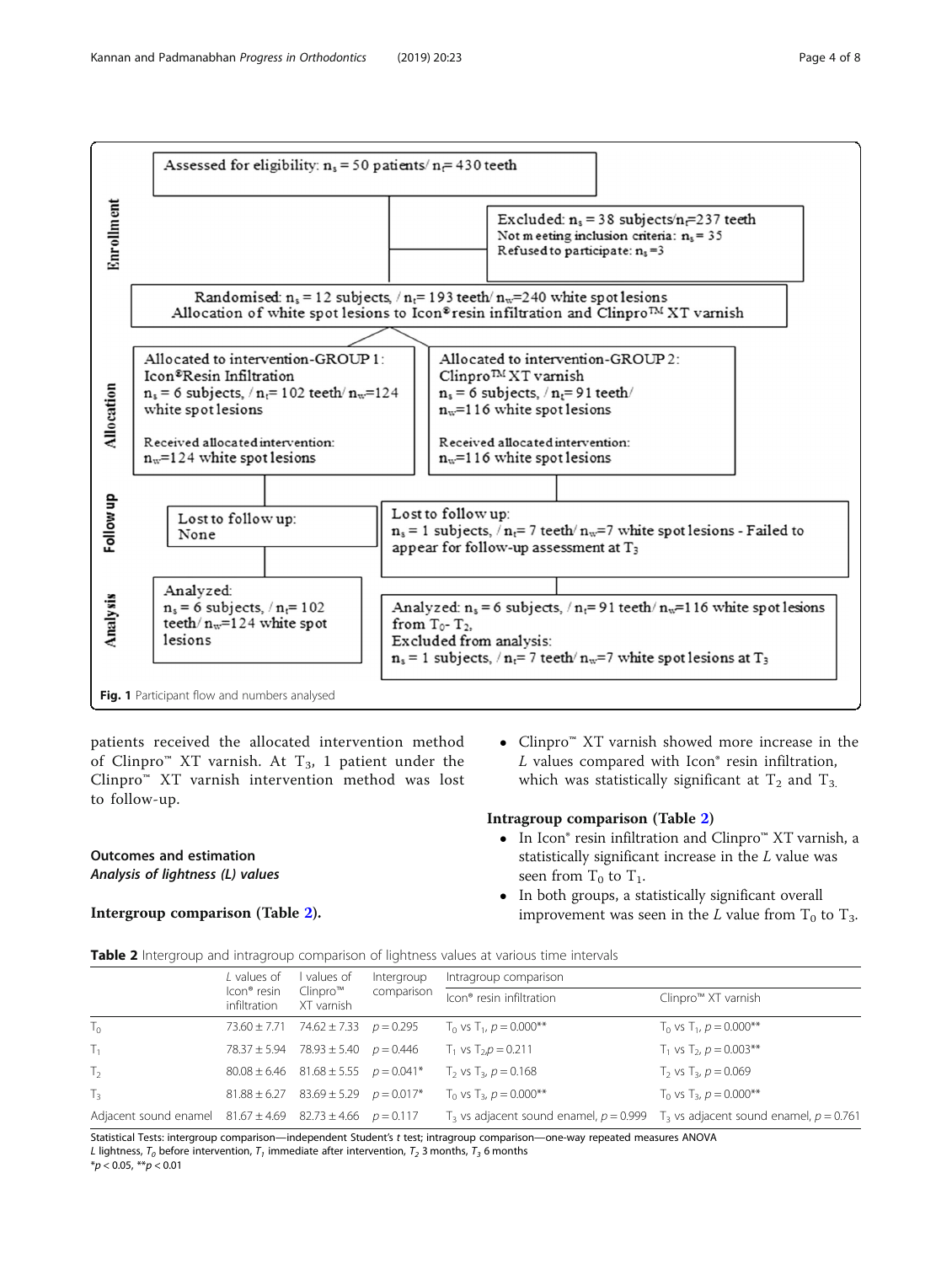Assessed for eligibility: $n_s$ = 50 patients/ $n_t$= 430 teeth

Excluded: $n_s$ = 38 subjects/$n_t$=237 teeth
Not meeting inclusion criteria: $n_s$ = 35
Refused to participate: $n_s$ =3

Randomised: $n_s$ = 12 subjects, / $n_t$= 193 teeth/ $n_w$=240 white spot lesions
Allocation of white spot lesions to Icon® resin infiltration and Clinpro™ XT varnish

Allocated to intervention-GROUP 1: Icon® Resin Infiltration
$n_s$ = 6 subjects, / $n_t$= 102 teeth/ $n_w$=124 white spot lesions
Received allocated intervention: $n_w$=124 white spot lesions

Allocated to intervention-GROUP 2: Clinpro™ XT varnish
$n_s$ = 6 subjects, / $n_t$= 91 teeth/ $n_w$=116 white spot lesions
Received allocated intervention: $n_w$=116 white spot lesions

Lost to follow up: None

Lost to follow up: $n_s$ = 1 subjects, / $n_t$= 7 teeth/ $n_w$=7 white spot lesions - Failed to appear for follow-up assessment at $T_3$

Analyzed: $n_s$ = 6 subjects, / $n_t$= 102 teeth/ $n_w$=124 white spot lesions

Analyzed: $n_s$ = 6 subjects, / $n_t$= 91 teeth/ $n_w$=116 white spot lesions from $T_0$- $T_2$,
Excluded from analysis: $n_s$ = 1 subjects, / $n_t$= 7 teeth/ $n_w$=7 white spot lesions at $T_3$

**Fig. 1** Participant flow and numbers analysed

patients received the allocated intervention method of Clinpro™ XT varnish. At $T_3$, 1 patient under the Clinpro™ XT varnish intervention method was lost to follow-up.

## Outcomes and estimation

### *Analysis of lightness (L) values*

#### Intergroup comparison (Table 2).

- Clinpro™ XT varnish showed more increase in the *L* values compared with Icon® resin infiltration, which was statistically significant at $T_2$ and $T_3$.

#### Intragroup comparison (Table 2)

- In Icon® resin infiltration and Clinpro™ XT varnish, a statistically significant increase in the *L* value was seen from $T_0$ to $T_1$.
- In both groups, a statistically significant overall improvement was seen in the *L* value from $T_0$ to $T_3$.

**Table 2** Intergroup and intragroup comparison of lightness values at various time intervals

| | *L* values of Icon® resin infiltration | l values of Clinpro™ XT varnish | Intergroup comparison | Intragroup comparison | |
|---|---|---|---|---|---|
| | | | | Icon® resin infiltration | Clinpro™ XT varnish |
| $T_0$ | 73.60 ± 7.71 | 74.62 ± 7.33 | $p = 0.295$ | $T_0$ vs $T_1$, $p = 0.000$** | $T_0$ vs $T_1$, $p = 0.000$** |
| $T_1$ | 78.37 ± 5.94 | 78.93 ± 5.40 | $p = 0.446$ | $T_1$ vs $T_2$, $p = 0.211$ | $T_1$ vs $T_2$, $p = 0.003$** |
| $T_2$ | 80.08 ± 6.46 | 81.68 ± 5.55 | $p = 0.041$* | $T_2$ vs $T_3$, $p = 0.168$ | $T_2$ vs $T_3$, $p = 0.069$ |
| $T_3$ | 81.88 ± 6.27 | 83.69 ± 5.29 | $p = 0.017$* | $T_0$ vs $T_3$, $p = 0.000$** | $T_0$ vs $T_3$, $p = 0.000$** |
| Adjacent sound enamel | 81.67 ± 4.69 | 82.73 ± 4.66 | $p = 0.117$ | $T_3$ vs adjacent sound enamel, $p = 0.999$ | $T_3$ vs adjacent sound enamel, $p = 0.761$ |

Statistical Tests: intergroup comparison—independent Student's *t* test; intragroup comparison—one-way repeated measures ANOVA
*L* lightness, $T_0$ before intervention, $T_1$ immediate after intervention, $T_2$ 3 months, $T_3$ 6 months
*$p < 0.05$, **$p < 0.01$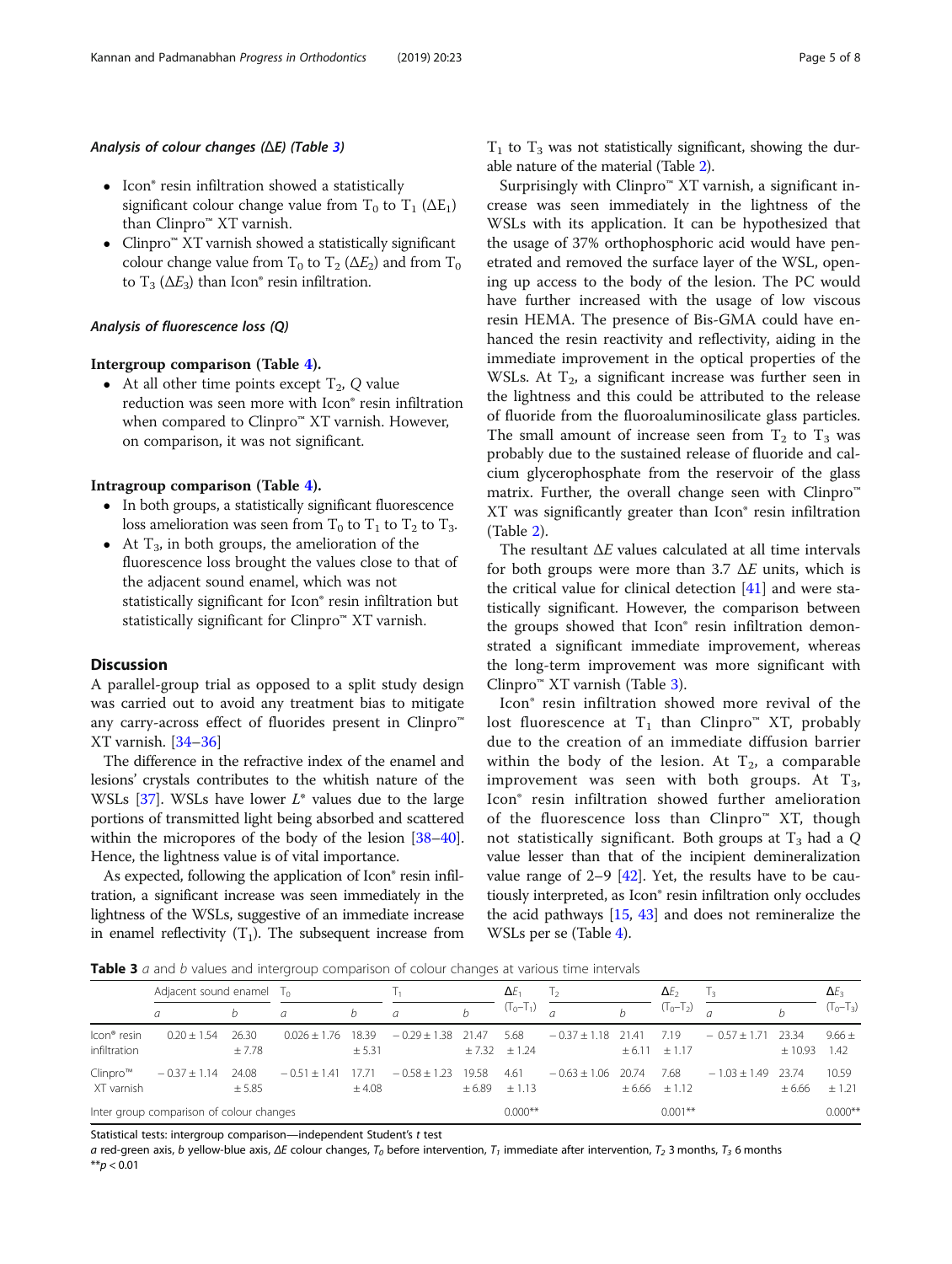#### *Analysis of colour changes (ΔE) (Table 3)*

- Icon® resin infiltration showed a statistically significant colour change value from $T_0$ to $T_1$ ($\Delta E_1$) than Clinpro™ XT varnish.
- Clinpro™ XT varnish showed a statistically significant colour change value from $T_0$ to $T_2$ ($\Delta E_2$) and from $T_0$ to $T_3$ ($\Delta E_3$) than Icon® resin infiltration.

#### *Analysis of fluorescence loss (Q)*

**Intergroup comparison (Table 4).**

- At all other time points except $T_2$, $Q$ value reduction was seen more with Icon® resin infiltration when compared to Clinpro™ XT varnish. However, on comparison, it was not significant.

**Intragroup comparison (Table 4).**

- In both groups, a statistically significant fluorescence loss amelioration was seen from $T_0$ to $T_2$ to $T_3$.
- At $T_3$, in both groups, the amelioration of the fluorescence loss brought the values close to that of the adjacent sound enamel, which was not statistically significant for Icon® resin infiltration but statistically significant for Clinpro™ XT varnish.

## Discussion

A parallel-group trial as opposed to a split study design was carried out to avoid any treatment bias to mitigate any carry-across effect of fluorides present in Clinpro™ XT varnish. [34–36]

The difference in the refractive index of the enamel and lesions' crystals contributes to the whitish nature of the WSLs [37]. WSLs have lower $L^*$ values due to the large portions of transmitted light being absorbed and scattered within the micropores of the body of the lesion [38–40]. Hence, the lightness value is of vital importance.

As expected, following the application of Icon® resin infiltration, a significant increase was seen immediately in the lightness of the WSLs, suggestive of an immediate increase in enamel reflectivity ($T_1$). The subsequent increase from $T_1$ to $T_3$ was not statistically significant, showing the durable nature of the material (Table 2).

Surprisingly with Clinpro™ XT varnish, a significant increase was seen immediately in the lightness of the WSLs with its application. It can be hypothesized that the usage of 37% orthophosphoric acid would have penetrated and removed the surface layer of the WSL, opening up access to the body of the lesion. The PC would have further increased with the usage of low viscous resin HEMA. The presence of Bis-GMA could have enhanced the resin reactivity and reflectivity, aiding in the immediate improvement in the optical properties of the WSLs. At $T_2$, a significant increase was further seen in the lightness and this could be attributed to the release of fluoride from the fluoroaluminosilicate glass particles. The small amount of increase seen from $T_2$ to $T_3$ was probably due to the sustained release of fluoride and calcium glycerophosphate from the reservoir of the glass matrix. Further, the overall change seen with Clinpro™ XT was significantly greater than Icon® resin infiltration (Table 2).

The resultant $\Delta E$ values calculated at all time intervals for both groups were more than 3.7 $\Delta E$ units, which is the critical value for clinical detection [41] and were statistically significant. However, the comparison between the groups showed that Icon® resin infiltration demonstrated a significant immediate improvement, whereas the long-term improvement was more significant with Clinpro™ XT varnish (Table 3).

Icon® resin infiltration showed more revival of the lost fluorescence at $T_1$ than Clinpro™ XT, probably due to the creation of an immediate diffusion barrier within the body of the lesion. At $T_2$, a comparable improvement was seen with both groups. At $T_3$, Icon® resin infiltration showed further amelioration of the fluorescence loss than Clinpro™ XT, though not statistically significant. Both groups at $T_3$ had a $Q$ value lesser than that of the incipient demineralization value range of 2–9 [42]. Yet, the results have to be cautiously interpreted, as Icon® resin infiltration only occludes the acid pathways [15, 43] and does not remineralize the WSLs per se (Table 4).

**Table 3** *a* and *b* values and intergroup comparison of colour changes at various time intervals

| | Adjacent sound enamel | | $T_0$ | | $T_1$ | | $\Delta E_1$ | $T_2$ | | $\Delta E_2$ | $T_3$ | | $\Delta E_3$ |
|---|---|---|---|---|---|---|---|---|---|---|---|---|---|
| | *a* | *b* | *a* | *b* | *a* | *b* | ($T_0$–$T_1$) | *a* | *b* | ($T_0$–$T_2$) | *a* | *b* | ($T_0$–$T_3$) |
| Icon® resin infiltration | 0.20 ± 1.54 | 26.30 ± 7.78 | 0.026 ± 1.76 | 18.39 ± 5.31 | − 0.29 ± 1.38 | 21.47 ± 7.32 | 5.68 ± 1.24 | − 0.37 ± 1.18 | 21.41 ± 6.11 | 7.19 ± 1.17 | − 0.57 ± 1.71 | 23.34 ± 10.93 | 9.66 ± 1.42 |
| Clinpro™ XT varnish | − 0.37 ± 1.14 | 24.08 ± 5.85 | − 0.51 ± 1.41 | 17.71 ± 4.08 | − 0.58 ± 1.23 | 19.58 ± 6.89 | 4.61 ± 1.13 | − 0.63 ± 1.06 | 20.74 ± 6.66 | 7.68 ± 1.12 | − 1.03 ± 1.49 | 23.74 ± 6.66 | 10.59 ± 1.21 |
| Inter group comparison of colour changes | | | | | | | 0.000** | | | 0.001** | | | 0.000** |

Statistical tests: intergroup comparison—independent Student's *t* test

*a* red-green axis, *b* yellow-blue axis, *ΔE* colour changes, $T_0$ before intervention, $T_1$ immediate after intervention, $T_2$ 3 months, $T_3$ 6 months

**$p < 0.01$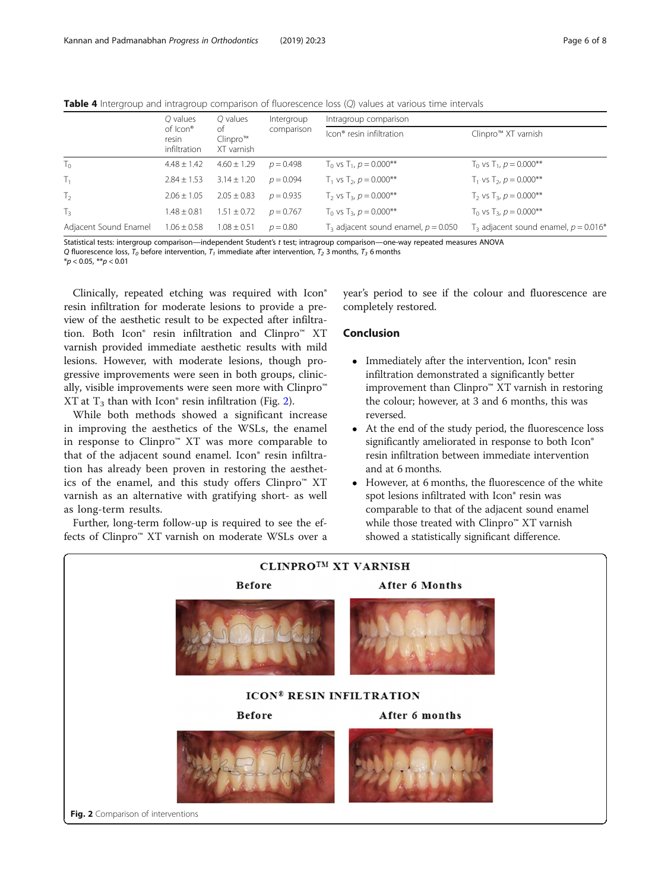**Table 4** Intergroup and intragroup comparison of fluorescence loss (*Q*) values at various time intervals

| | *Q* values of Icon® resin infiltration | *Q* values of Clinpro™ XT varnish | Intergroup comparison | Intragroup comparison | |
|---|---|---|---|---|---|
| | | | | Icon® resin infiltration | Clinpro™ XT varnish |
| $T_0$ | 4.48 ± 1.42 | 4.60 ± 1.29 | $p = 0.498$ | $T_0$ vs $T_1$, $p = 0.000$** | $T_0$ vs $T_1$, $p = 0.000$** |
| $T_1$ | 2.84 ± 1.53 | 3.14 ± 1.20 | $p = 0.094$ | $T_1$ vs $T_2$, $p = 0.000$** | $T_1$ vs $T_2$, $p = 0.000$** |
| $T_2$ | 2.06 ± 1.05 | 2.05 ± 0.83 | $p = 0.935$ | $T_2$ vs $T_3$, $p = 0.000$** | $T_2$ vs $T_3$, $p = 0.000$** |
| $T_3$ | 1.48 ± 0.81 | 1.51 ± 0.72 | $p = 0.767$ | $T_0$ vs $T_3$, $p = 0.000$** | $T_0$ vs $T_3$, $p = 0.000$** |
| Adjacent Sound Enamel | 1.06 ± 0.58 | 1.08 ± 0.51 | $p = 0.80$ | $T_3$ adjacent sound enamel, $p = 0.050$ | $T_3$ adjacent sound enamel, $p = 0.016$* |

Statistical tests: intergroup comparison—independent Student's *t* test; intragroup comparison—one-way repeated measures ANOVA
*Q* fluorescence loss, $T_0$ before intervention, $T_1$ immediate after intervention, $T_2$ 3 months, $T_3$ 6 months
*$p < 0.05$, **$p < 0.01$

Clinically, repeated etching was required with Icon® resin infiltration for moderate lesions to provide a preview of the aesthetic result to be expected after infiltration. Both Icon® resin infiltration and Clinpro™ XT varnish provided immediate aesthetic results with mild lesions. However, with moderate lesions, though progressive improvements were seen in both groups, clinically, visible improvements were seen more with Clinpro™ XT at $T_3$ than with Icon® resin infiltration (Fig. 2).

While both methods showed a significant increase in improving the aesthetics of the WSLs, the enamel in response to Clinpro™ XT was more comparable to that of the adjacent sound enamel. Icon® resin infiltration has already been proven in restoring the aesthetics of the enamel, and this study offers Clinpro™ XT varnish as an alternative with gratifying short- as well as long-term results.

Further, long-term follow-up is required to see the effects of Clinpro™ XT varnish on moderate WSLs over a year's period to see if the colour and fluorescence are completely restored.

## Conclusion

- Immediately after the intervention, Icon® resin infiltration demonstrated a significantly better improvement than Clinpro™ XT varnish in restoring the colour; however, at 3 and 6 months, this was reversed.
- At the end of the study period, the fluorescence loss significantly ameliorated in response to both Icon® resin infiltration between immediate intervention and at 6 months.
- However, at 6 months, the fluorescence of the white spot lesions infiltrated with Icon® resin was comparable to that of the adjacent sound enamel while those treated with Clinpro™ XT varnish showed a statistically significant difference.

**Fig. 2** Comparison of interventions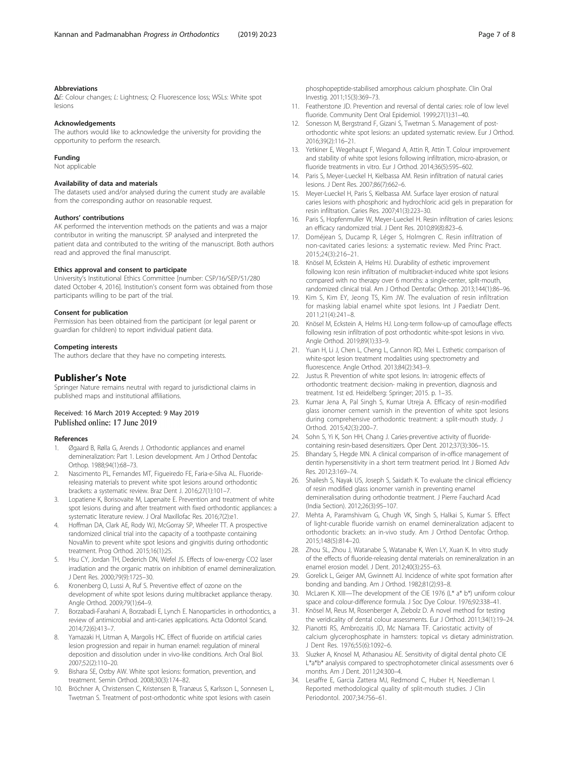#### Abbreviations

ΔE: Colour changes; L: Lightness; Q: Fluorescence loss; WSLs: White spot lesions

#### Acknowledgements

The authors would like to acknowledge the university for providing the opportunity to perform the research.

#### Funding

Not applicable

#### Availability of data and materials

The datasets used and/or analysed during the current study are available from the corresponding author on reasonable request.

#### Authors' contributions

AK performed the intervention methods on the patients and was a major contributor in writing the manuscript. SP analysed and interpreted the patient data and contributed to the writing of the manuscript. Both authors read and approved the final manuscript.

#### Ethics approval and consent to participate

University's Institutional Ethics Committee [number: CSP/16/SEP/51/280 dated October 4, 2016]. Institution's consent form was obtained from those participants willing to be part of the trial.

#### Consent for publication

Permission has been obtained from the participant (or legal parent or guardian for children) to report individual patient data.

#### Competing interests

The authors declare that they have no competing interests.

## Publisher's Note

Springer Nature remains neutral with regard to jurisdictional claims in published maps and institutional affiliations.

Received: 16 March 2019 Accepted: 9 May 2019
Published online: 17 June 2019

#### References

1. Øgaard B, Rølla G, Arends J. Orthodontic appliances and enamel demineralization: Part 1. Lesion development. Am J Orthod Dentofac Orthop. 1988;94(1):68–73.
2. Nascimento PL, Fernandes MT, Figueiredo FE, Faria-e-Silva AL. Fluoride-releasing materials to prevent white spot lesions around orthodontic brackets: a systematic review. Braz Dent J. 2016;27(1):101–7.
3. Lopatiene K, Borisovaite M, Lapenaite E. Prevention and treatment of white spot lesions during and after treatment with fixed orthodontic appliances: a systematic literature review. J Oral Maxillofac Res. 2016;7(2):e1.
4. Hoffman DA, Clark AE, Rody WJ, McGorray SP, Wheeler TT. A prospective randomized clinical trial into the capacity of a toothpaste containing NovaMin to prevent white spot lesions and gingivitis during orthodontic treatment. Prog Orthod. 2015;16(1):25.
5. Hsu CY, Jordan TH, Dederich DN, Wefel JS. Effects of low-energy CO2 laser irradiation and the organic matrix on inhibition of enamel demineralization. J Dent Res. 2000;79(9):1725–30.
6. Kronenberg O, Lussi A, Ruf S. Preventive effect of ozone on the development of white spot lesions during multibracket appliance therapy. Angle Orthod. 2009;79(1):64–9.
7. Borzabadi-Farahani A, Borzabadi E, Lynch E. Nanoparticles in orthodontics, a review of antimicrobial and anti-caries applications. Acta Odontol Scand. 2014;72(6):413–7.
8. Yamazaki H, Litman A, Margolis HC. Effect of fluoride on artificial caries lesion progression and repair in human enamel: regulation of mineral deposition and dissolution under in vivo-like conditions. Arch Oral Biol. 2007;52(2):110–20.
9. Bishara SE, Ostby AW. White spot lesions: formation, prevention, and treatment. Semin Orthod. 2008;30(3):174–82.
10. Bröchner A, Christensen C, Kristensen B, Tranæus S, Karlsson L, Sonnesen L, Twetman S. Treatment of post-orthodontic white spot lesions with casein phosphopeptide-stabilised amorphous calcium phosphate. Clin Oral Investig. 2011;15(3):369–73.
11. Featherstone JD. Prevention and reversal of dental caries: role of low level fluoride. Community Dent Oral Epidemiol. 1999;27(1):31–40.
12. Sonesson M, Bergstrand F, Gizani S, Twetman S. Management of post-orthodontic white spot lesions: an updated systematic review. Eur J Orthod. 2016;39(2):116–21.
13. Yetkiner E, Wegehaupt F, Wiegand A, Attin R, Attin T. Colour improvement and stability of white spot lesions following infiltration, micro-abrasion, or fluoride treatments in vitro. Eur J Orthod. 2014;36(5):595–602.
14. Paris S, Meyer-Lueckel H, Kielbassa AM. Resin infiltration of natural caries lesions. J Dent Res. 2007;86(7):662–6.
15. Meyer-Lueckel H, Paris S, Kielbassa AM. Surface layer erosion of natural caries lesions with phosphoric and hydrochloric acid gels in preparation for resin infiltration. Caries Res. 2007;41(3):223–30.
16. Paris S, Hopfenmuller W, Meyer-Lueckel H. Resin infiltration of caries lesions: an efficacy randomized trial. J Dent Res. 2010;89(8):823–6.
17. Doméjean S, Ducamp R, Léger S, Holmgren C. Resin infiltration of non-cavitated caries lesions: a systematic review. Med Princ Pract. 2015;24(3):216–21.
18. Knösel M, Eckstein A, Helms HJ. Durability of esthetic improvement following Icon resin infiltration of multibracket-induced white spot lesions compared with no therapy over 6 months: a single-center, split-mouth, randomized clinical trial. Am J Orthod Dentofac Orthop. 2013;144(1):86–96.
19. Kim S, Kim EY, Jeong TS, Kim JW. The evaluation of resin infiltration for masking labial enamel white spot lesions. Int J Paediatr Dent. 2011;21(4):241–8.
20. Knösel M, Eckstein A, Helms HJ. Long-term follow-up of camouflage effects following resin infiltration of post orthodontic white-spot lesions in vivo. Angle Orthod. 2019;89(1):33–9.
21. Yuan H, Li J, Chen L, Cheng L, Cannon RD, Mei L. Esthetic comparison of white-spot lesion treatment modalities using spectrometry and fluorescence. Angle Orthod. 2013;84(2):343–9.
22. Justus R. Prevention of white spot lesions. In: iatrogenic effects of orthodontic treatment: decision- making in prevention, diagnosis and treatment. 1st ed. Heidelberg: Springer; 2015. p. 1–35.
23. Kumar Jena A, Pal Singh S, Kumar Utreja A. Efficacy of resin-modified glass ionomer cement varnish in the prevention of white spot lesions during comprehensive orthodontic treatment: a split-mouth study. J Orthod. 2015;42(3):200–7.
24. Sohn S, Yi K, Son HH, Chang J. Caries-preventive activity of fluoride-containing resin-based desensitizers. Oper Dent. 2012;37(3):306–15.
25. Bhandary S, Hegde MN. A clinical comparison of in-office management of dentin hypersensitivity in a short term treatment period. Int J Biomed Adv Res. 2012;3:169–74.
26. Shailesh S, Nayak US, Joseph S, Saidath K. To evaluate the clinical efficiency of resin modified glass ionomer varnish in preventing enamel demineralisation during orthodontic treatment. J Pierre Fauchard Acad (India Section). 2012;26(3):95–107.
27. Mehta A, Paramshivam G, Chugh VK, Singh S, Halkai S, Kumar S. Effect of light-curable fluoride varnish on enamel demineralization adjacent to orthodontic brackets: an in-vivo study. Am J Orthod Dentofac Orthop. 2015;148(5):814–20.
28. Zhou SL, Zhou J, Watanabe S, Watanabe K, Wen LY, Xuan K. In vitro study of the effects of fluoride-releasing dental materials on remineralization in an enamel erosion model. J Dent. 2012;40(3):255–63.
29. Gorelick L, Geiger AM, Gwinnett AJ. Incidence of white spot formation after bonding and banding. Am J Orthod. 1982;81(2):93–8.
30. McLaren K. XIII—The development of the CIE 1976 (L* a* b*) uniform colour space and colour-difference formula. J Soc Dye Colour. 1976;92:338–41.
31. Knösel M, Reus M, Rosenberger A, Ziebolz D. A novel method for testing the veridicality of dental colour assessments. Eur J Orthod. 2011;34(1):19–24.
32. Pianotti RS, Ambrozaitis JD, Mc Namara TF. Cariostatic activity of calcium glycerophosphate in hamsters: topical vs dietary administration. J Dent Res. 1976;55(6):1092–6.
33. Sluzker A, Knosel M, Athanasiou AE. Sensitivity of digital dental photo CIE L*a*b* analysis compared to spectrophotometer clinical assessments over 6 months. Am J Dent. 2011;24:300–4.
34. Lesaffre E, Garcia Zattera MJ, Redmond C, Huber H, Needleman I. Reported methodological quality of split-mouth studies. J Clin Periodontol. 2007;34:756–61.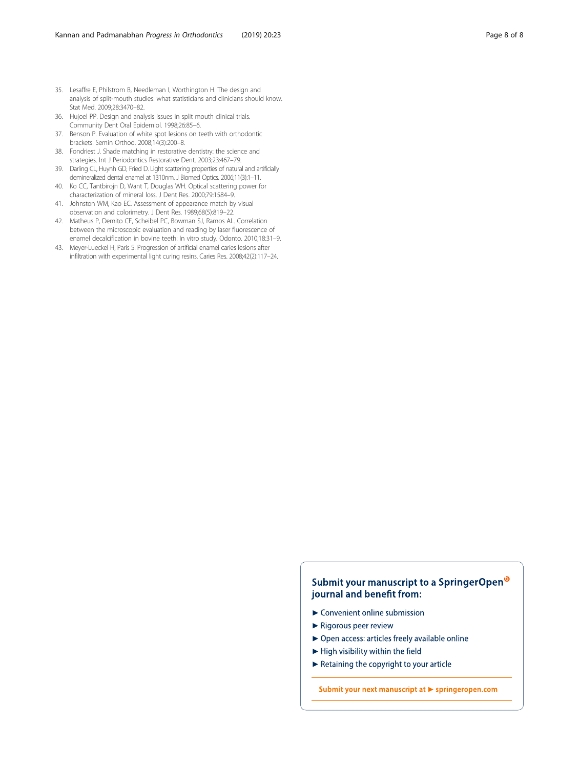35. Lesaffre E, Philstrom B, Needleman I, Worthington H. The design and analysis of split-mouth studies: what statisticians and clinicians should know. Stat Med. 2009;28:3470–82.
36. Hujoel PP. Design and analysis issues in split mouth clinical trials. Community Dent Oral Epidemiol. 1998;26:85–6.
37. Benson P. Evaluation of white spot lesions on teeth with orthodontic brackets. Semin Orthod. 2008;14(3):200–8.
38. Fondriest J. Shade matching in restorative dentistry: the science and strategies. Int J Periodontics Restorative Dent. 2003;23:467–79.
39. Darling CL, Huynh GD, Fried D. Light scattering properties of natural and artificially demineralized dental enamel at 1310nm. J Biomed Optics. 2006;11(3):1–11.
40. Ko CC, Tantbirojn D, Want T, Douglas WH. Optical scattering power for characterization of mineral loss. J Dent Res. 2000;79:1584–9.
41. Johnston WM, Kao EC. Assessment of appearance match by visual observation and colorimetry. J Dent Res. 1989;68(5):819–22.
42. Matheus P, Demito CF, Scheibel PC, Bowman SJ, Ramos AL. Correlation between the microscopic evaluation and reading by laser fluorescence of enamel decalcification in bovine teeth: In vitro study. Odonto. 2010;18:31–9.
43. Meyer-Lueckel H, Paris S. Progression of artificial enamel caries lesions after infiltration with experimental light curing resins. Caries Res. 2008;42(2):117–24.

**Submit your manuscript to a SpringerOpen journal and benefit from:**

- ► Convenient online submission
- ► Rigorous peer review
- ► Open access: articles freely available online
- ► High visibility within the field
- ► Retaining the copyright to your article

**Submit your next manuscript at ► springeropen.com**